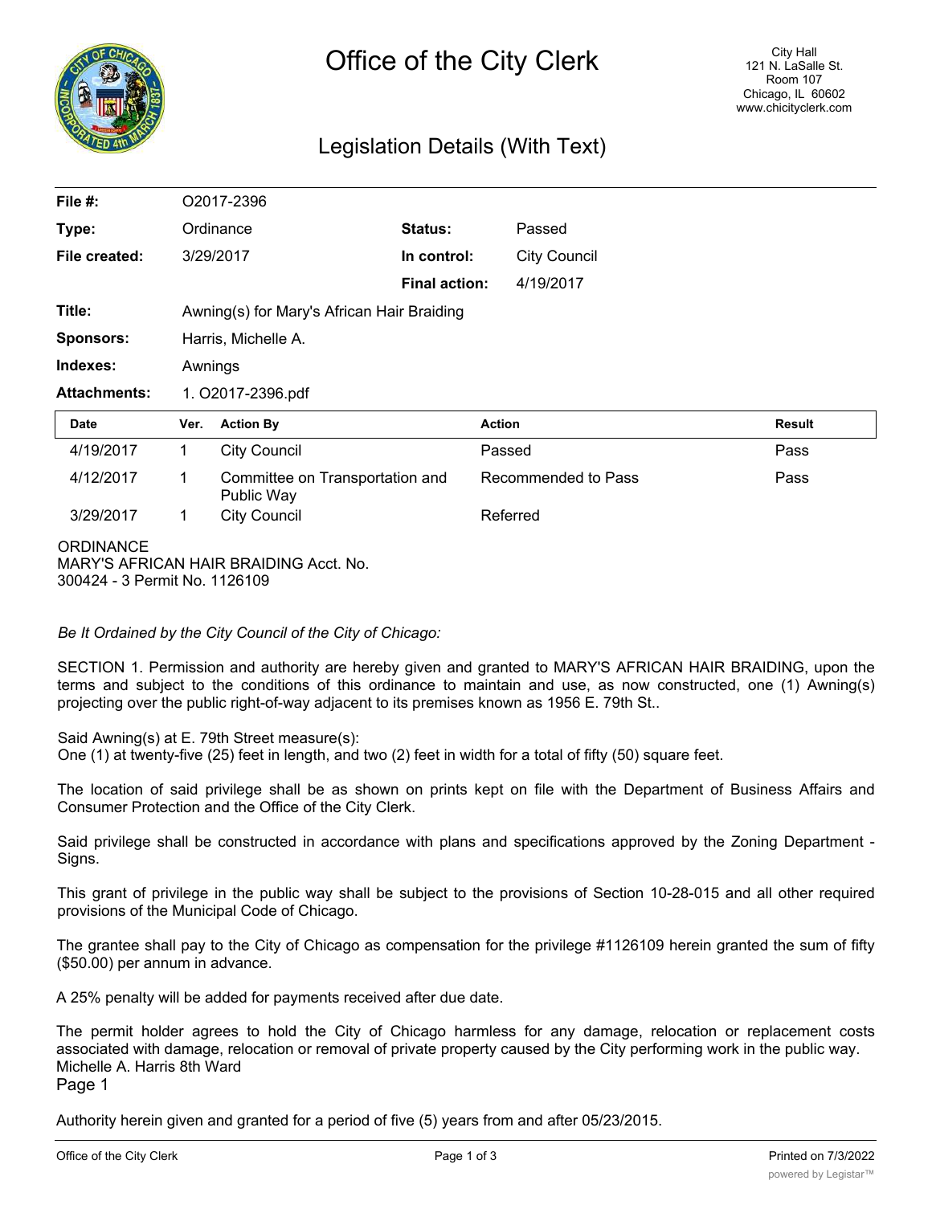# Office of the City Clerk

City Hall
121 N. LaSalle St.
Room 107
Chicago, IL 60602
www.chicityclerk.com

## Legislation Details (With Text)

| | | | |
|---|---|---|---|
| **File #:** | O2017-2396 | | |
| **Type:** | Ordinance | **Status:** | Passed |
| **File created:** | 3/29/2017 | **In control:** | City Council |
| | | **Final action:** | 4/19/2017 |
| **Title:** | Awning(s) for Mary's African Hair Braiding | | |
| **Sponsors:** | Harris, Michelle A. | | |
| **Indexes:** | Awnings | | |
| **Attachments:** | 1. O2017-2396.pdf | | |

| Date | Ver. | Action By | Action | Result |
|---|---|---|---|---|
| 4/19/2017 | 1 | City Council | Passed | Pass |
| 4/12/2017 | 1 | Committee on Transportation and Public Way | Recommended to Pass | Pass |
| 3/29/2017 | 1 | City Council | Referred | |

ORDINANCE
MARY'S AFRICAN HAIR BRAIDING Acct. No.
300424 - 3 Permit No. 1126109

*Be It Ordained by the City Council of the City of Chicago:*

SECTION 1. Permission and authority are hereby given and granted to MARY'S AFRICAN HAIR BRAIDING, upon the terms and subject to the conditions of this ordinance to maintain and use, as now constructed, one (1) Awning(s) projecting over the public right-of-way adjacent to its premises known as 1956 E. 79th St..

Said Awning(s) at E. 79th Street measure(s):
One (1) at twenty-five (25) feet in length, and two (2) feet in width for a total of fifty (50) square feet.

The location of said privilege shall be as shown on prints kept on file with the Department of Business Affairs and Consumer Protection and the Office of the City Clerk.

Said privilege shall be constructed in accordance with plans and specifications approved by the Zoning Department - Signs.

This grant of privilege in the public way shall be subject to the provisions of Section 10-28-015 and all other required provisions of the Municipal Code of Chicago.

The grantee shall pay to the City of Chicago as compensation for the privilege #1126109 herein granted the sum of fifty ($50.00) per annum in advance.

A 25% penalty will be added for payments received after due date.

The permit holder agrees to hold the City of Chicago harmless for any damage, relocation or replacement costs associated with damage, relocation or removal of private property caused by the City performing work in the public way.
Michelle A. Harris 8th Ward
Page 1

Authority herein given and granted for a period of five (5) years from and after 05/23/2015.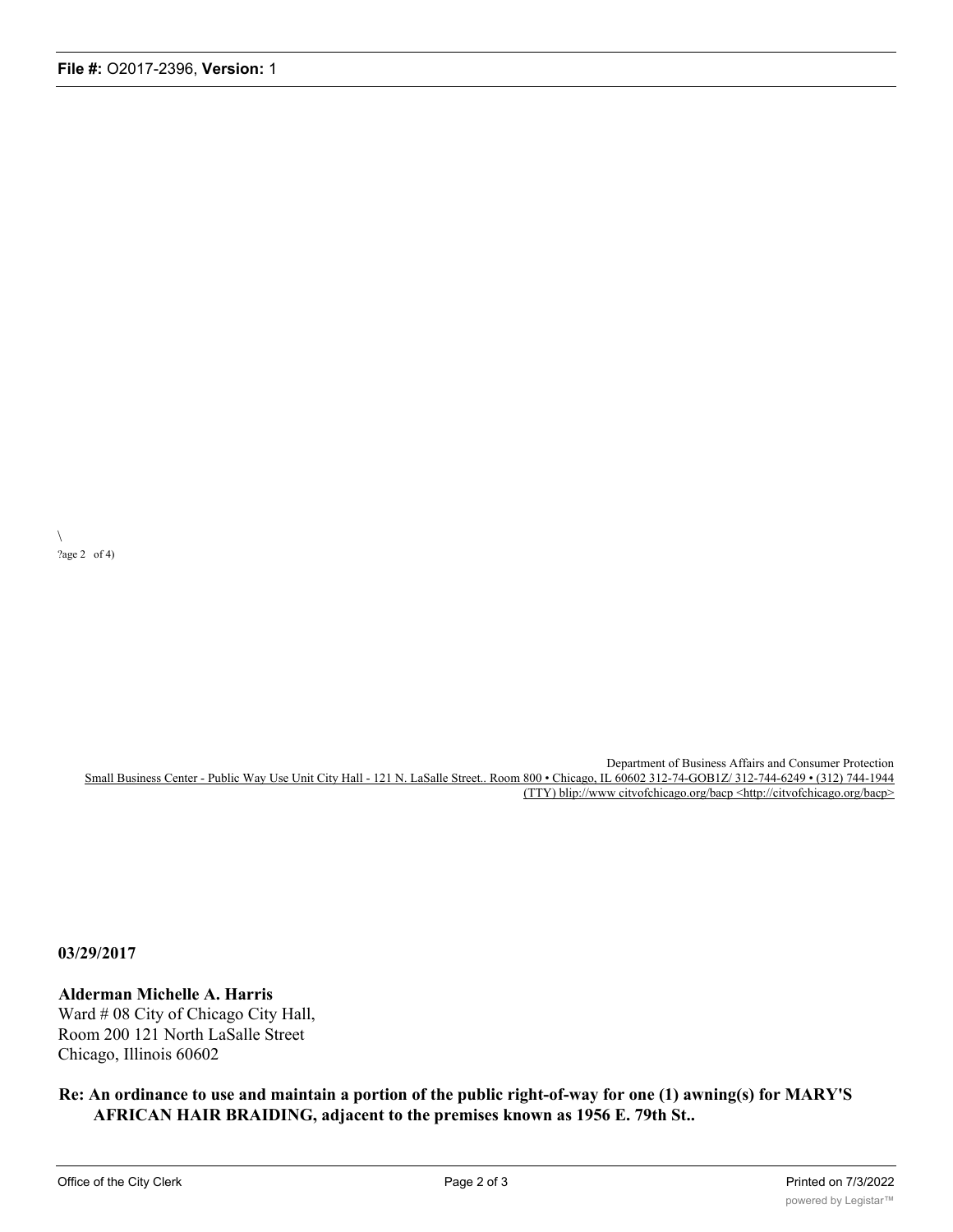\
?age 2 of 4)

Department of Business Affairs and Consumer Protection
Small Business Center - Public Way Use Unit City Hall - 121 N. LaSalle Street.. Room 800 • Chicago, IL 60602 312-74-GOB1Z/ 312-744-6249 • (312) 744-1944 (TTY) blip://www citvofchicago.org/bacp <http://citvofchicago.org/bacp>

**03/29/2017**

**Alderman Michelle A. Harris**
Ward # 08 City of Chicago City Hall,
Room 200 121 North LaSalle Street
Chicago, Illinois 60602

**Re: An ordinance to use and maintain a portion of the public right-of-way for one (1) awning(s) for MARY'S AFRICAN HAIR BRAIDING, adjacent to the premises known as 1956 E. 79th St..**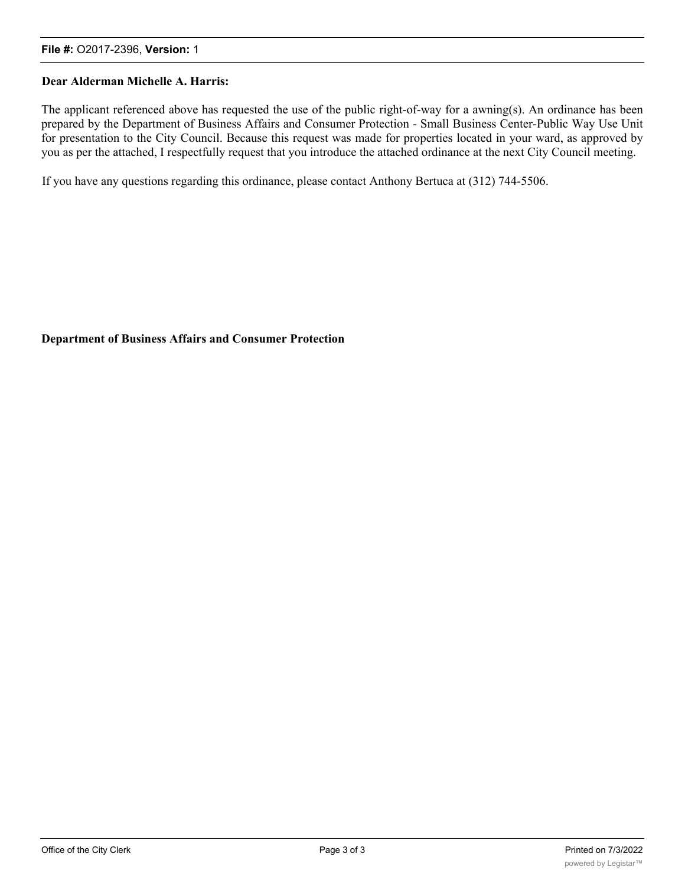**Dear Alderman Michelle A. Harris:**

The applicant referenced above has requested the use of the public right-of-way for a awning(s). An ordinance has been prepared by the Department of Business Affairs and Consumer Protection - Small Business Center-Public Way Use Unit for presentation to the City Council. Because this request was made for properties located in your ward, as approved by you as per the attached, I respectfully request that you introduce the attached ordinance at the next City Council meeting.

If you have any questions regarding this ordinance, please contact Anthony Bertuca at (312) 744-5506.

**Department of Business Affairs and Consumer Protection**